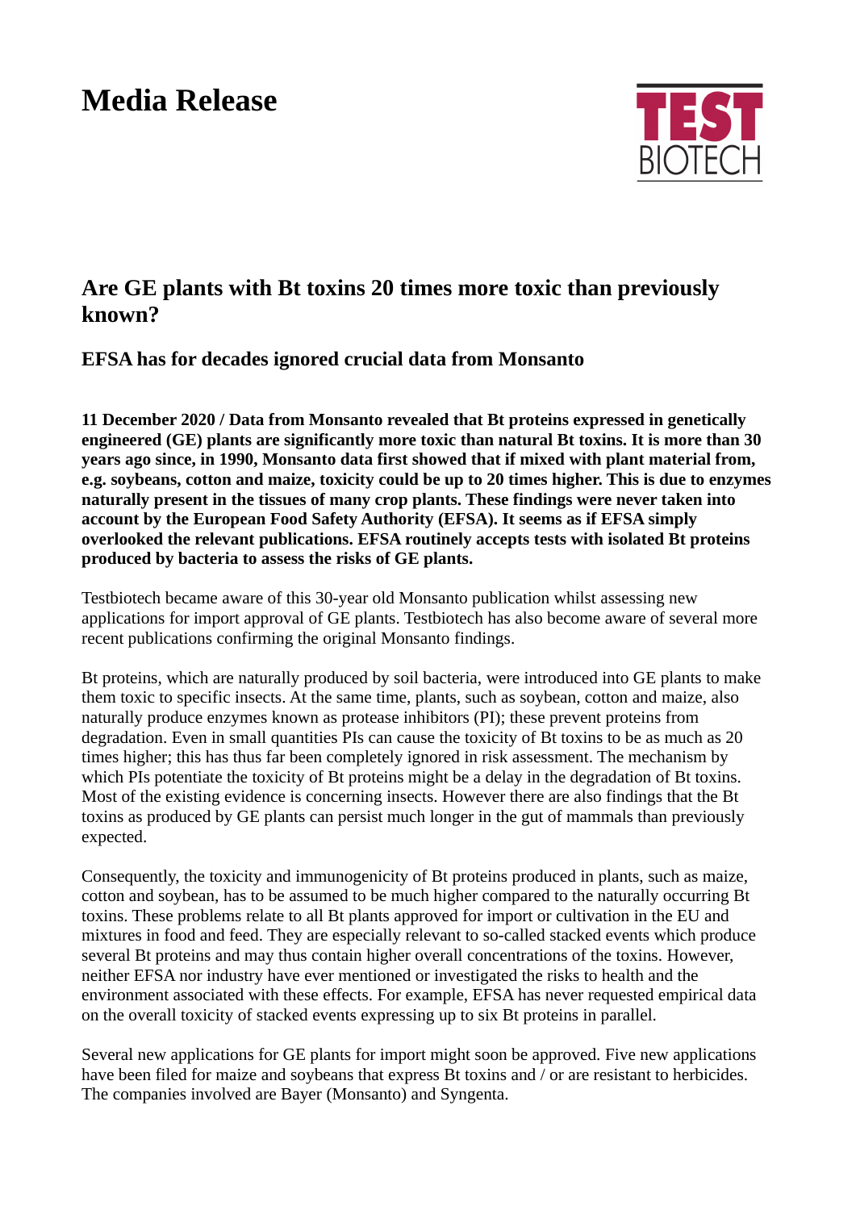# Media Release

TEST BIOTECH

## Are GE plants with Bt toxins 20 times more toxic than previously known?

### EFSA has for decades ignored crucial data from Monsanto

**11 December 2020 / Data from Monsanto revealed that Bt proteins expressed in genetically engineered (GE) plants are significantly more toxic than natural Bt toxins. It is more than 30 years ago since, in 1990, Monsanto data first showed that if mixed with plant material from, e.g. soybeans, cotton and maize, toxicity could be up to 20 times higher. This is due to enzymes naturally present in the tissues of many crop plants. These findings were never taken into account by the European Food Safety Authority (EFSA). It seems as if EFSA simply overlooked the relevant publications. EFSA routinely accepts tests with isolated Bt proteins produced by bacteria to assess the risks of GE plants.**

Testbiotech became aware of this 30-year old Monsanto publication whilst assessing new applications for import approval of GE plants. Testbiotech has also become aware of several more recent publications confirming the original Monsanto findings.

Bt proteins, which are naturally produced by soil bacteria, were introduced into GE plants to make them toxic to specific insects. At the same time, plants, such as soybean, cotton and maize, also naturally produce enzymes known as protease inhibitors (PI); these prevent proteins from degradation. Even in small quantities PIs can cause the toxicity of Bt toxins to be as much as 20 times higher; this has thus far been completely ignored in risk assessment. The mechanism by which PIs potentiate the toxicity of Bt proteins might be a delay in the degradation of Bt toxins. Most of the existing evidence is concerning insects. However there are also findings that the Bt toxins as produced by GE plants can persist much longer in the gut of mammals than previously expected.

Consequently, the toxicity and immunogenicity of Bt proteins produced in plants, such as maize, cotton and soybean, has to be assumed to be much higher compared to the naturally occurring Bt toxins. These problems relate to all Bt plants approved for import or cultivation in the EU and mixtures in food and feed. They are especially relevant to so-called stacked events which produce several Bt proteins and may thus contain higher overall concentrations of the toxins. However, neither EFSA nor industry have ever mentioned or investigated the risks to health and the environment associated with these effects. For example, EFSA has never requested empirical data on the overall toxicity of stacked events expressing up to six Bt proteins in parallel.

Several new applications for GE plants for import might soon be approved. Five new applications have been filed for maize and soybeans that express Bt toxins and / or are resistant to herbicides. The companies involved are Bayer (Monsanto) and Syngenta.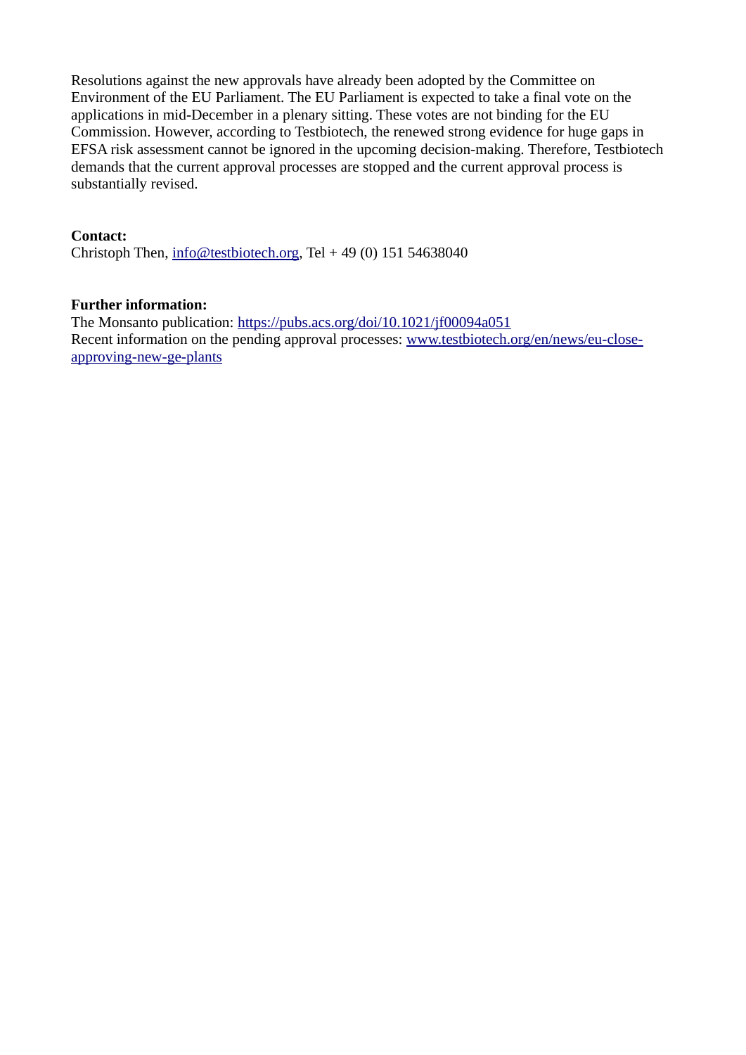Resolutions against the new approvals have already been adopted by the Committee on Environment of the EU Parliament. The EU Parliament is expected to take a final vote on the applications in mid-December in a plenary sitting. These votes are not binding for the EU Commission. However, according to Testbiotech, the renewed strong evidence for huge gaps in EFSA risk assessment cannot be ignored in the upcoming decision-making. Therefore, Testbiotech demands that the current approval processes are stopped and the current approval process is substantially revised.

**Contact:**
Christoph Then, info@testbiotech.org, Tel + 49 (0) 151 54638040

**Further information:**
The Monsanto publication: https://pubs.acs.org/doi/10.1021/jf00094a051
Recent information on the pending approval processes: www.testbiotech.org/en/news/eu-close-approving-new-ge-plants